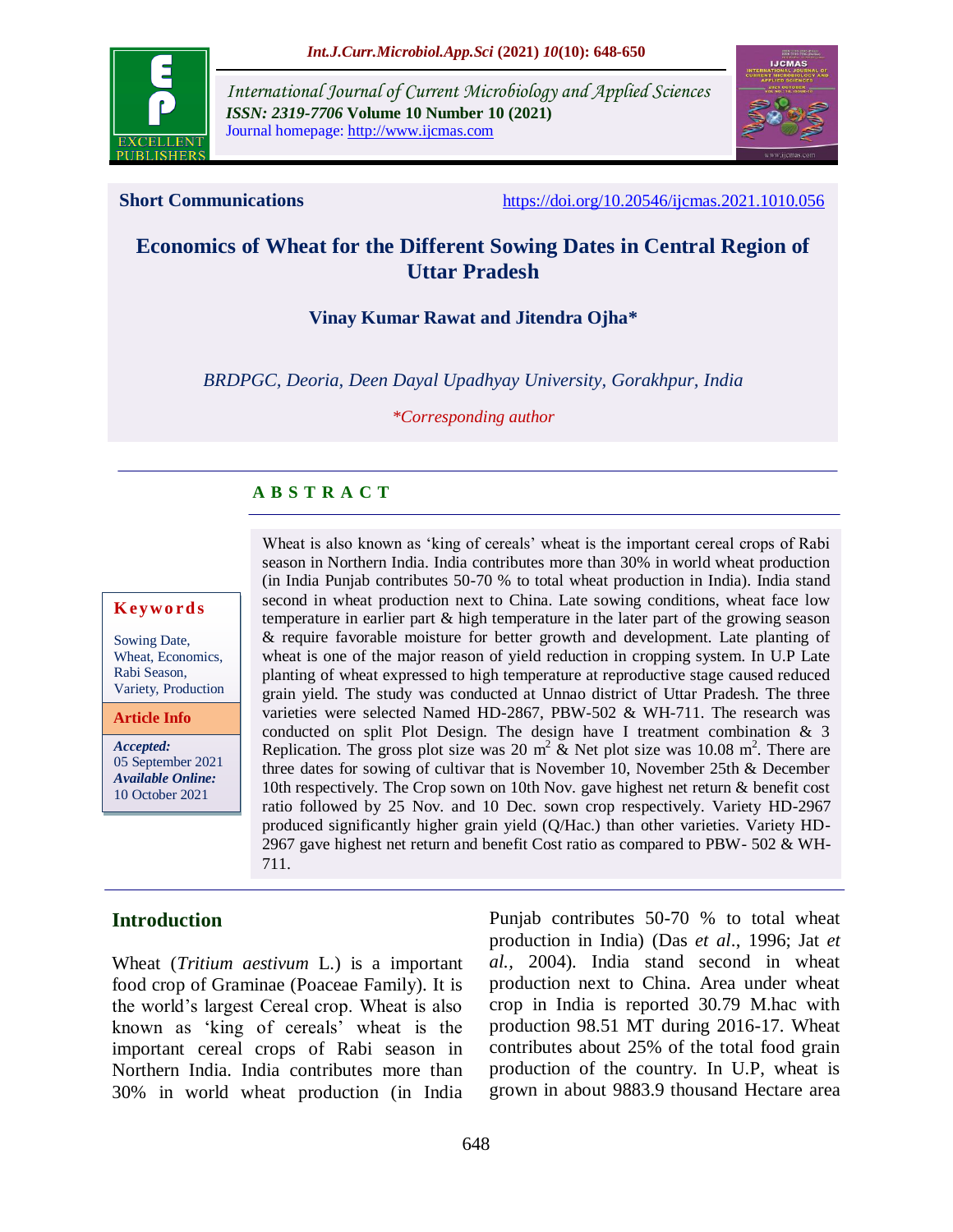**Short Communications** https://doi.org/10.20546/ijcmas.2021.1010.056

# Economics of Wheat for the Different Sowing Dates in Central Region of Uttar Pradesh

**Vinay Kumar Rawat and Jitendra Ojha***

*BRDPGC, Deoria, Deen Dayal Upadhyay University, Gorakhpur, India*

**Corresponding author*

## ABSTRACT

**Keywords**

Sowing Date, Wheat, Economics, Rabi Season, Variety, Production

**Article Info**

***Accepted:*** 05 September 2021
***Available Online:*** 10 October 2021

Wheat is also known as 'king of cereals' wheat is the important cereal crops of Rabi season in Northern India. India contributes more than 30% in world wheat production (in India Punjab contributes 50-70 % to total wheat production in India). India stand second in wheat production next to China. Late sowing conditions, wheat face low temperature in earlier part & high temperature in the later part of the growing season & require favorable moisture for better growth and development. Late planting of wheat is one of the major reason of yield reduction in cropping system. In U.P Late planting of wheat expressed to high temperature at reproductive stage caused reduced grain yield. The study was conducted at Unnao district of Uttar Pradesh. The three varieties were selected Named HD-2867, PBW-502 & WH-711. The research was conducted on split Plot Design. The design have I treatment combination & 3 Replication. The gross plot size was 20 $m^2$ & Net plot size was 10.08 $m^2$. There are three dates for sowing of cultivar that is November 10, November 25th & December 10th respectively. The Crop sown on 10th Nov. gave highest net return & benefit cost ratio followed by 25 Nov. and 10 Dec. sown crop respectively. Variety HD-2967 produced significantly higher grain yield (Q/Hac.) than other varieties. Variety HD-2967 gave highest net return and benefit Cost ratio as compared to PBW- 502 & WH-711.

## Introduction

Wheat (*Tritium aestivum* L.) is a important food crop of Graminae (Poaceae Family). It is the world's largest Cereal crop. Wheat is also known as 'king of cereals' wheat is the important cereal crops of Rabi season in Northern India. India contributes more than 30% in world wheat production (in India Punjab contributes 50-70 % to total wheat production in India) (Das *et al.*, 1996; Jat *et al.,* 2004). India stand second in wheat production next to China. Area under wheat crop in India is reported 30.79 M.hac with production 98.51 MT during 2016-17. Wheat contributes about 25% of the total food grain production of the country. In U.P, wheat is grown in about 9883.9 thousand Hectare area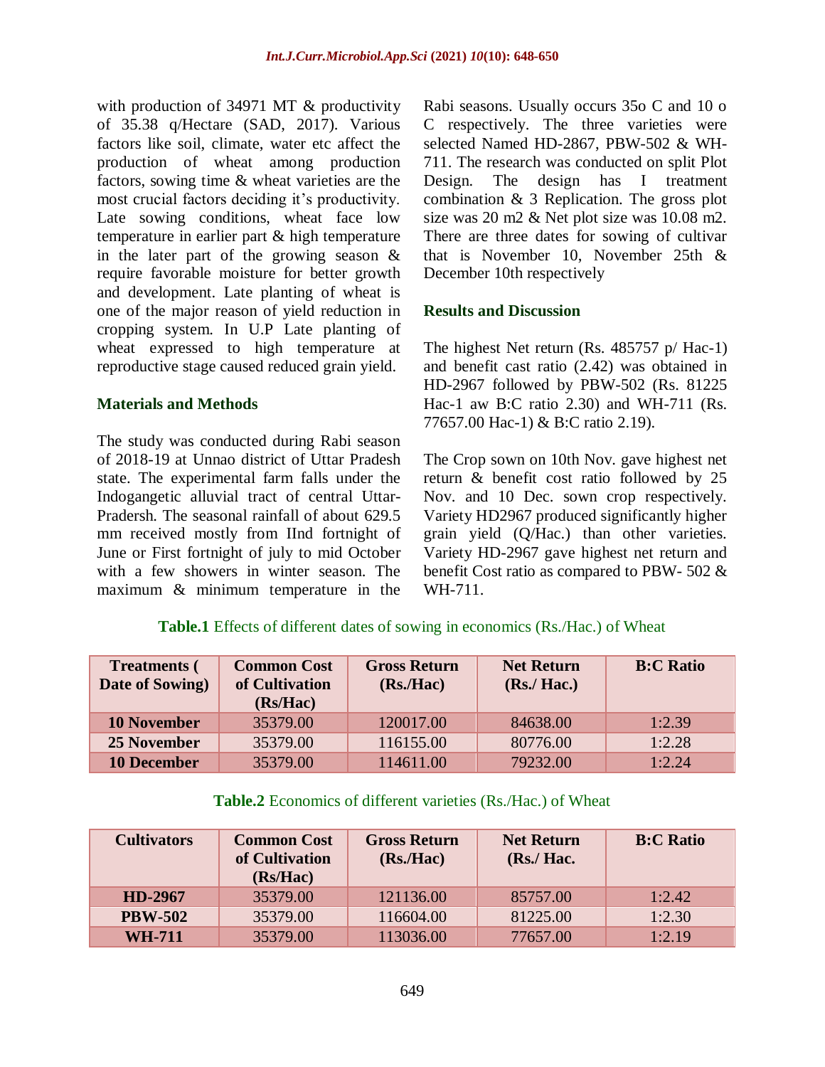with production of 34971 MT & productivity of 35.38 q/Hectare (SAD, 2017). Various factors like soil, climate, water etc affect the production of wheat among production factors, sowing time & wheat varieties are the most crucial factors deciding it's productivity. Late sowing conditions, wheat face low temperature in earlier part & high temperature in the later part of the growing season & require favorable moisture for better growth and development. Late planting of wheat is one of the major reason of yield reduction in cropping system. In U.P Late planting of wheat expressed to high temperature at reproductive stage caused reduced grain yield.

## Materials and Methods

The study was conducted during Rabi season of 2018-19 at Unnao district of Uttar Pradesh state. The experimental farm falls under the Indogangetic alluvial tract of central Uttar-Pradersh. The seasonal rainfall of about 629.5 mm received mostly from IInd fortnight of June or First fortnight of july to mid October with a few showers in winter season. The maximum & minimum temperature in the Rabi seasons. Usually occurs 35o C and 10 o C respectively. The three varieties were selected Named HD-2867, PBW-502 & WH-711. The research was conducted on split Plot Design. The design has I treatment combination & 3 Replication. The gross plot size was 20 m2 & Net plot size was 10.08 m2. There are three dates for sowing of cultivar that is November 10, November 25th & December 10th respectively

## Results and Discussion

The highest Net return (Rs. 485757 p/ Hac-1) and benefit cast ratio (2.42) was obtained in HD-2967 followed by PBW-502 (Rs. 81225 Hac-1 aw B:C ratio 2.30) and WH-711 (Rs. 77657.00 Hac-1) & B:C ratio 2.19).

The Crop sown on 10th Nov. gave highest net return & benefit cost ratio followed by 25 Nov. and 10 Dec. sown crop respectively. Variety HD2967 produced significantly higher grain yield (Q/Hac.) than other varieties. Variety HD-2967 gave highest net return and benefit Cost ratio as compared to PBW- 502 & WH-711.

**Table.1** Effects of different dates of sowing in economics (Rs./Hac.) of Wheat

| Treatments ( Date of Sowing) | Common Cost of Cultivation (Rs/Hac) | Gross Return (Rs./Hac) | Net Return (Rs./ Hac.) | B:C Ratio |
|---|---|---|---|---|
| **10 November** | 35379.00 | 120017.00 | 84638.00 | 1:2.39 |
| **25 November** | 35379.00 | 116155.00 | 80776.00 | 1:2.28 |
| **10 December** | 35379.00 | 114611.00 | 79232.00 | 1:2.24 |

**Table.2** Economics of different varieties (Rs./Hac.) of Wheat

| Cultivators | Common Cost of Cultivation (Rs/Hac) | Gross Return (Rs./Hac) | Net Return (Rs./ Hac. | B:C Ratio |
|---|---|---|---|---|
| **HD-2967** | 35379.00 | 121136.00 | 85757.00 | 1:2.42 |
| **PBW-502** | 35379.00 | 116604.00 | 81225.00 | 1:2.30 |
| **WH-711** | 35379.00 | 113036.00 | 77657.00 | 1:2.19 |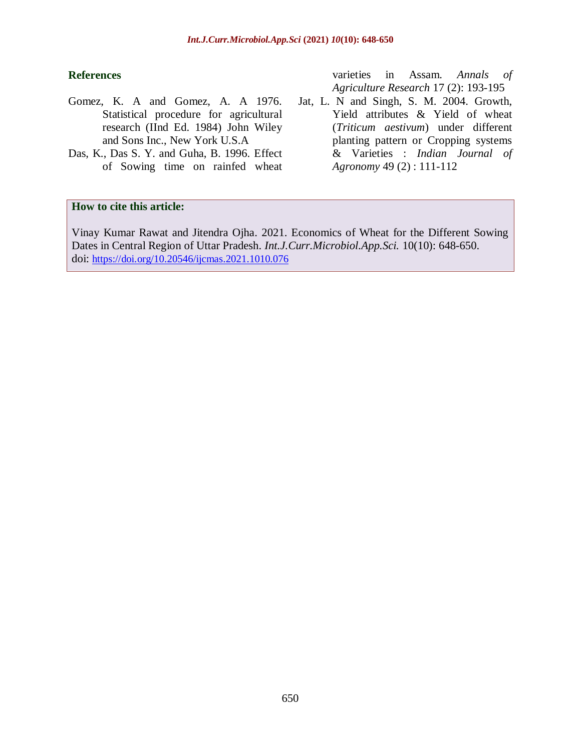## References

Gomez, K. A and Gomez, A. A 1976. Statistical procedure for agricultural research (IInd Ed. 1984) John Wiley and Sons Inc., New York U.S.A

Das, K., Das S. Y. and Guha, B. 1996. Effect of Sowing time on rainfed wheat varieties in Assam. *Annals of Agriculture Research* 17 (2): 193-195

Jat, L. N and Singh, S. M. 2004. Growth, Yield attributes & Yield of wheat (*Triticum aestivum*) under different planting pattern or Cropping systems & Varieties : *Indian Journal of Agronomy* 49 (2) : 111-112

**How to cite this article:**

Vinay Kumar Rawat and Jitendra Ojha. 2021. Economics of Wheat for the Different Sowing Dates in Central Region of Uttar Pradesh. *Int.J.Curr.Microbiol.App.Sci.* 10(10): 648-650. doi: https://doi.org/10.20546/ijcmas.2021.1010.076